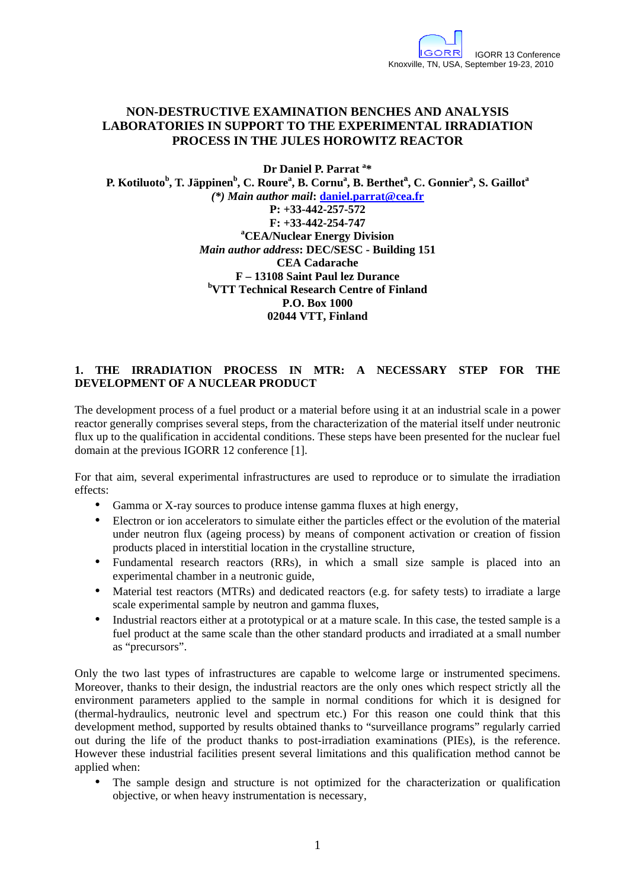# NON-DESTRUCTIVE EXAMINATION BENCHES AND ANALYSIS LABORATORIES IN SUPPORT TO THE EXPERIMENTAL IRRADIATION PROCESS IN THE JULES HOROWITZ REACTOR

**Dr Daniel P. Parrat [a]***
**P. Kotiluoto[b], T. Jäppinen[b], C. Roure[a], B. Cornu[a], B. Berthet[a], C. Gonnier[a], S. Gaillot[a]**
***(\*) Main author mail*: daniel.parrat@cea.fr**
**P: +33-442-257-572**
**F: +33-442-254-747**
**[a]CEA/Nuclear Energy Division**
***Main author address*: DEC/SESC - Building 151**
**CEA Cadarache**
**F – 13108 Saint Paul lez Durance**
**[b]VTT Technical Research Centre of Finland**
**P.O. Box 1000**
**02044 VTT, Finland**

## 1. THE IRRADIATION PROCESS IN MTR: A NECESSARY STEP FOR THE DEVELOPMENT OF A NUCLEAR PRODUCT

The development process of a fuel product or a material before using it at an industrial scale in a power reactor generally comprises several steps, from the characterization of the material itself under neutronic flux up to the qualification in accidental conditions. These steps have been presented for the nuclear fuel domain at the previous IGORR 12 conference [1].

For that aim, several experimental infrastructures are used to reproduce or to simulate the irradiation effects:

- Gamma or X-ray sources to produce intense gamma fluxes at high energy,
- Electron or ion accelerators to simulate either the particles effect or the evolution of the material under neutron flux (ageing process) by means of component activation or creation of fission products placed in interstitial location in the crystalline structure,
- Fundamental research reactors (RRs), in which a small size sample is placed into an experimental chamber in a neutronic guide,
- Material test reactors (MTRs) and dedicated reactors (e.g. for safety tests) to irradiate a large scale experimental sample by neutron and gamma fluxes,
- Industrial reactors either at a prototypical or at a mature scale. In this case, the tested sample is a fuel product at the same scale than the other standard products and irradiated at a small number as "precursors".

Only the two last types of infrastructures are capable to welcome large or instrumented specimens. Moreover, thanks to their design, the industrial reactors are the only ones which respect strictly all the environment parameters applied to the sample in normal conditions for which it is designed for (thermal-hydraulics, neutronic level and spectrum etc.) For this reason one could think that this development method, supported by results obtained thanks to "surveillance programs" regularly carried out during the life of the product thanks to post-irradiation examinations (PIEs), is the reference. However these industrial facilities present several limitations and this qualification method cannot be applied when:

- The sample design and structure is not optimized for the characterization or qualification objective, or when heavy instrumentation is necessary,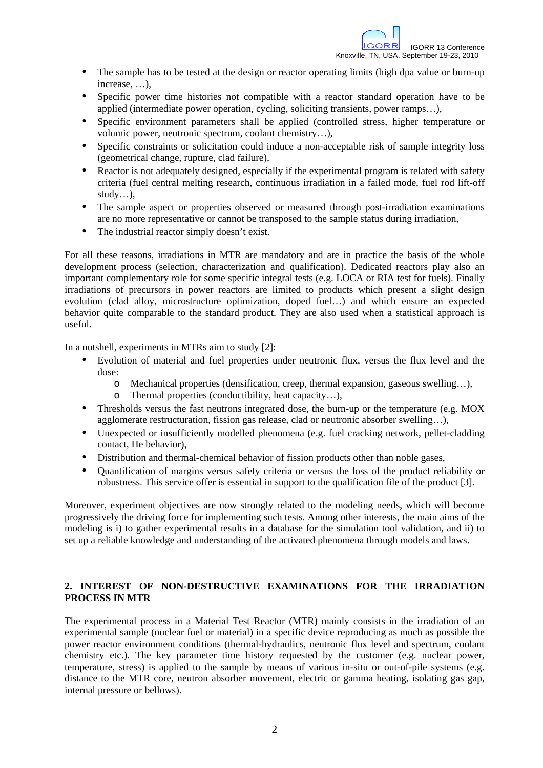- The sample has to be tested at the design or reactor operating limits (high dpa value or burn-up increase, …),
- Specific power time histories not compatible with a reactor standard operation have to be applied (intermediate power operation, cycling, soliciting transients, power ramps…),
- Specific environment parameters shall be applied (controlled stress, higher temperature or volumic power, neutronic spectrum, coolant chemistry…),
- Specific constraints or solicitation could induce a non-acceptable risk of sample integrity loss (geometrical change, rupture, clad failure),
- Reactor is not adequately designed, especially if the experimental program is related with safety criteria (fuel central melting research, continuous irradiation in a failed mode, fuel rod lift-off study…),
- The sample aspect or properties observed or measured through post-irradiation examinations are no more representative or cannot be transposed to the sample status during irradiation,
- The industrial reactor simply doesn't exist.

For all these reasons, irradiations in MTR are mandatory and are in practice the basis of the whole development process (selection, characterization and qualification). Dedicated reactors play also an important complementary role for some specific integral tests (e.g. LOCA or RIA test for fuels). Finally irradiations of precursors in power reactors are limited to products which present a slight design evolution (clad alloy, microstructure optimization, doped fuel…) and which ensure an expected behavior quite comparable to the standard product. They are also used when a statistical approach is useful.

In a nutshell, experiments in MTRs aim to study [2]:

- Evolution of material and fuel properties under neutronic flux, versus the flux level and the dose:
  - Mechanical properties (densification, creep, thermal expansion, gaseous swelling…),
  - Thermal properties (conductibility, heat capacity…),
- Thresholds versus the fast neutrons integrated dose, the burn-up or the temperature (e.g. MOX agglomerate restructuration, fission gas release, clad or neutronic absorber swelling…),
- Unexpected or insufficiently modelled phenomena (e.g. fuel cracking network, pellet-cladding contact, He behavior),
- Distribution and thermal-chemical behavior of fission products other than noble gases,
- Quantification of margins versus safety criteria or versus the loss of the product reliability or robustness. This service offer is essential in support to the qualification file of the product [3].

Moreover, experiment objectives are now strongly related to the modeling needs, which will become progressively the driving force for implementing such tests. Among other interests, the main aims of the modeling is i) to gather experimental results in a database for the simulation tool validation, and ii) to set up a reliable knowledge and understanding of the activated phenomena through models and laws.

## 2. INTEREST OF NON-DESTRUCTIVE EXAMINATIONS FOR THE IRRADIATION PROCESS IN MTR

The experimental process in a Material Test Reactor (MTR) mainly consists in the irradiation of an experimental sample (nuclear fuel or material) in a specific device reproducing as much as possible the power reactor environment conditions (thermal-hydraulics, neutronic flux level and spectrum, coolant chemistry etc.). The key parameter time history requested by the customer (e.g. nuclear power, temperature, stress) is applied to the sample by means of various in-situ or out-of-pile systems (e.g. distance to the MTR core, neutron absorber movement, electric or gamma heating, isolating gas gap, internal pressure or bellows).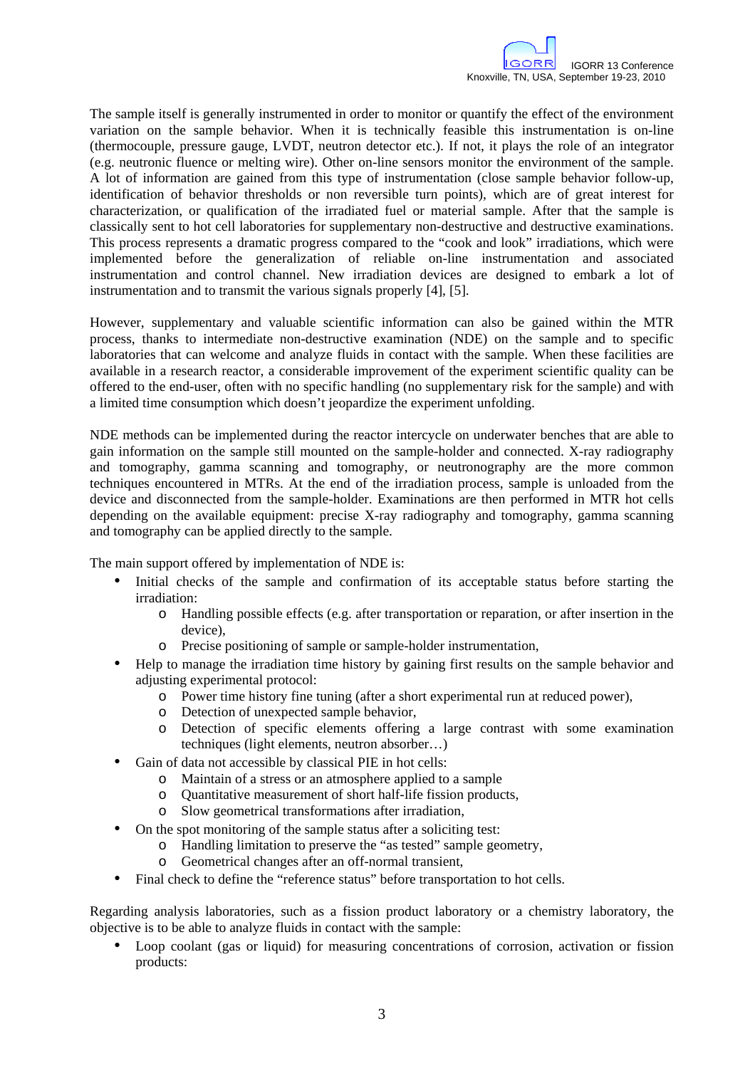The sample itself is generally instrumented in order to monitor or quantify the effect of the environment variation on the sample behavior. When it is technically feasible this instrumentation is on-line (thermocouple, pressure gauge, LVDT, neutron detector etc.). If not, it plays the role of an integrator (e.g. neutronic fluence or melting wire). Other on-line sensors monitor the environment of the sample. A lot of information are gained from this type of instrumentation (close sample behavior follow-up, identification of behavior thresholds or non reversible turn points), which are of great interest for characterization, or qualification of the irradiated fuel or material sample. After that the sample is classically sent to hot cell laboratories for supplementary non-destructive and destructive examinations. This process represents a dramatic progress compared to the "cook and look" irradiations, which were implemented before the generalization of reliable on-line instrumentation and associated instrumentation and control channel. New irradiation devices are designed to embark a lot of instrumentation and to transmit the various signals properly [4], [5].

However, supplementary and valuable scientific information can also be gained within the MTR process, thanks to intermediate non-destructive examination (NDE) on the sample and to specific laboratories that can welcome and analyze fluids in contact with the sample. When these facilities are available in a research reactor, a considerable improvement of the experiment scientific quality can be offered to the end-user, often with no specific handling (no supplementary risk for the sample) and with a limited time consumption which doesn't jeopardize the experiment unfolding.

NDE methods can be implemented during the reactor intercycle on underwater benches that are able to gain information on the sample still mounted on the sample-holder and connected. X-ray radiography and tomography, gamma scanning and tomography, or neutronography are the more common techniques encountered in MTRs. At the end of the irradiation process, sample is unloaded from the device and disconnected from the sample-holder. Examinations are then performed in MTR hot cells depending on the available equipment: precise X-ray radiography and tomography, gamma scanning and tomography can be applied directly to the sample.

The main support offered by implementation of NDE is:

- Initial checks of the sample and confirmation of its acceptable status before starting the irradiation:
  - Handling possible effects (e.g. after transportation or reparation, or after insertion in the device),
  - Precise positioning of sample or sample-holder instrumentation,
- Help to manage the irradiation time history by gaining first results on the sample behavior and adjusting experimental protocol:
  - Power time history fine tuning (after a short experimental run at reduced power),
  - Detection of unexpected sample behavior,
  - Detection of specific elements offering a large contrast with some examination techniques (light elements, neutron absorber…)
- Gain of data not accessible by classical PIE in hot cells:
  - Maintain of a stress or an atmosphere applied to a sample
  - Quantitative measurement of short half-life fission products,
  - Slow geometrical transformations after irradiation,
- On the spot monitoring of the sample status after a soliciting test:
  - Handling limitation to preserve the "as tested" sample geometry,
  - Geometrical changes after an off-normal transient,
- Final check to define the "reference status" before transportation to hot cells.

Regarding analysis laboratories, such as a fission product laboratory or a chemistry laboratory, the objective is to be able to analyze fluids in contact with the sample:

- Loop coolant (gas or liquid) for measuring concentrations of corrosion, activation or fission products: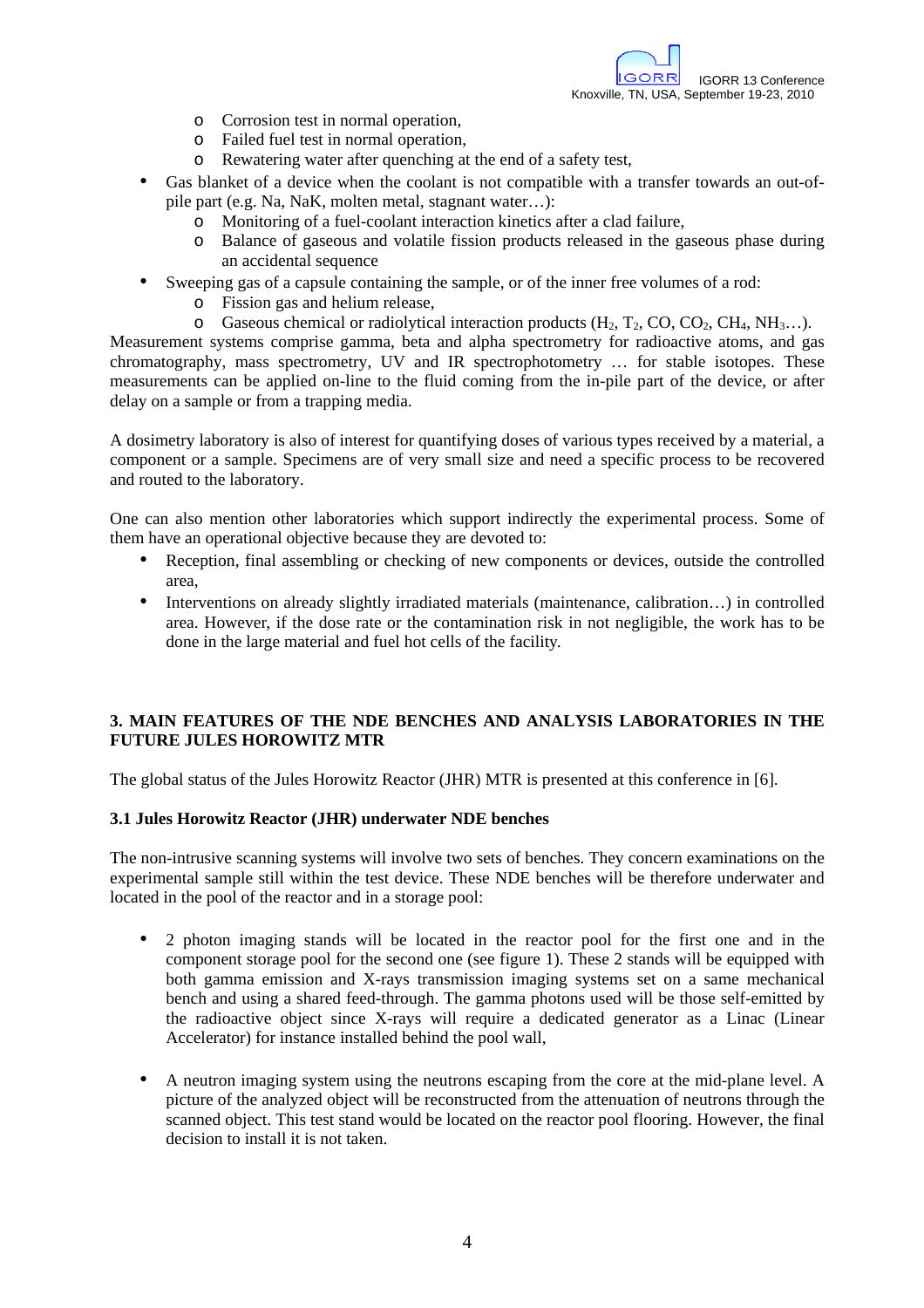- Corrosion test in normal operation,
  - Failed fuel test in normal operation,
  - Rewatering water after quenching at the end of a safety test,
- Gas blanket of a device when the coolant is not compatible with a transfer towards an out-of-pile part (e.g. Na, NaK, molten metal, stagnant water…):
  - Monitoring of a fuel-coolant interaction kinetics after a clad failure,
  - Balance of gaseous and volatile fission products released in the gaseous phase during an accidental sequence
- Sweeping gas of a capsule containing the sample, or of the inner free volumes of a rod:
  - Fission gas and helium release,
  - Gaseous chemical or radiolytical interaction products ($H_2$, $T_2$, $CO$, $CO_2$, $CH_4$, $NH_3$…).

Measurement systems comprise gamma, beta and alpha spectrometry for radioactive atoms, and gas chromatography, mass spectrometry, UV and IR spectrophotometry … for stable isotopes. These measurements can be applied on-line to the fluid coming from the in-pile part of the device, or after delay on a sample or from a trapping media.

A dosimetry laboratory is also of interest for quantifying doses of various types received by a material, a component or a sample. Specimens are of very small size and need a specific process to be recovered and routed to the laboratory.

One can also mention other laboratories which support indirectly the experimental process. Some of them have an operational objective because they are devoted to:

- Reception, final assembling or checking of new components or devices, outside the controlled area,
- Interventions on already slightly irradiated materials (maintenance, calibration…) in controlled area. However, if the dose rate or the contamination risk in not negligible, the work has to be done in the large material and fuel hot cells of the facility.

## 3. MAIN FEATURES OF THE NDE BENCHES AND ANALYSIS LABORATORIES IN THE FUTURE JULES HOROWITZ MTR

The global status of the Jules Horowitz Reactor (JHR) MTR is presented at this conference in [6].

### 3.1 Jules Horowitz Reactor (JHR) underwater NDE benches

The non-intrusive scanning systems will involve two sets of benches. They concern examinations on the experimental sample still within the test device. These NDE benches will be therefore underwater and located in the pool of the reactor and in a storage pool:

- 2 photon imaging stands will be located in the reactor pool for the first one and in the component storage pool for the second one (see figure 1). These 2 stands will be equipped with both gamma emission and X-rays transmission imaging systems set on a same mechanical bench and using a shared feed-through. The gamma photons used will be those self-emitted by the radioactive object since X-rays will require a dedicated generator as a Linac (Linear Accelerator) for instance installed behind the pool wall,

- A neutron imaging system using the neutrons escaping from the core at the mid-plane level. A picture of the analyzed object will be reconstructed from the attenuation of neutrons through the scanned object. This test stand would be located on the reactor pool flooring. However, the final decision to install it is not taken.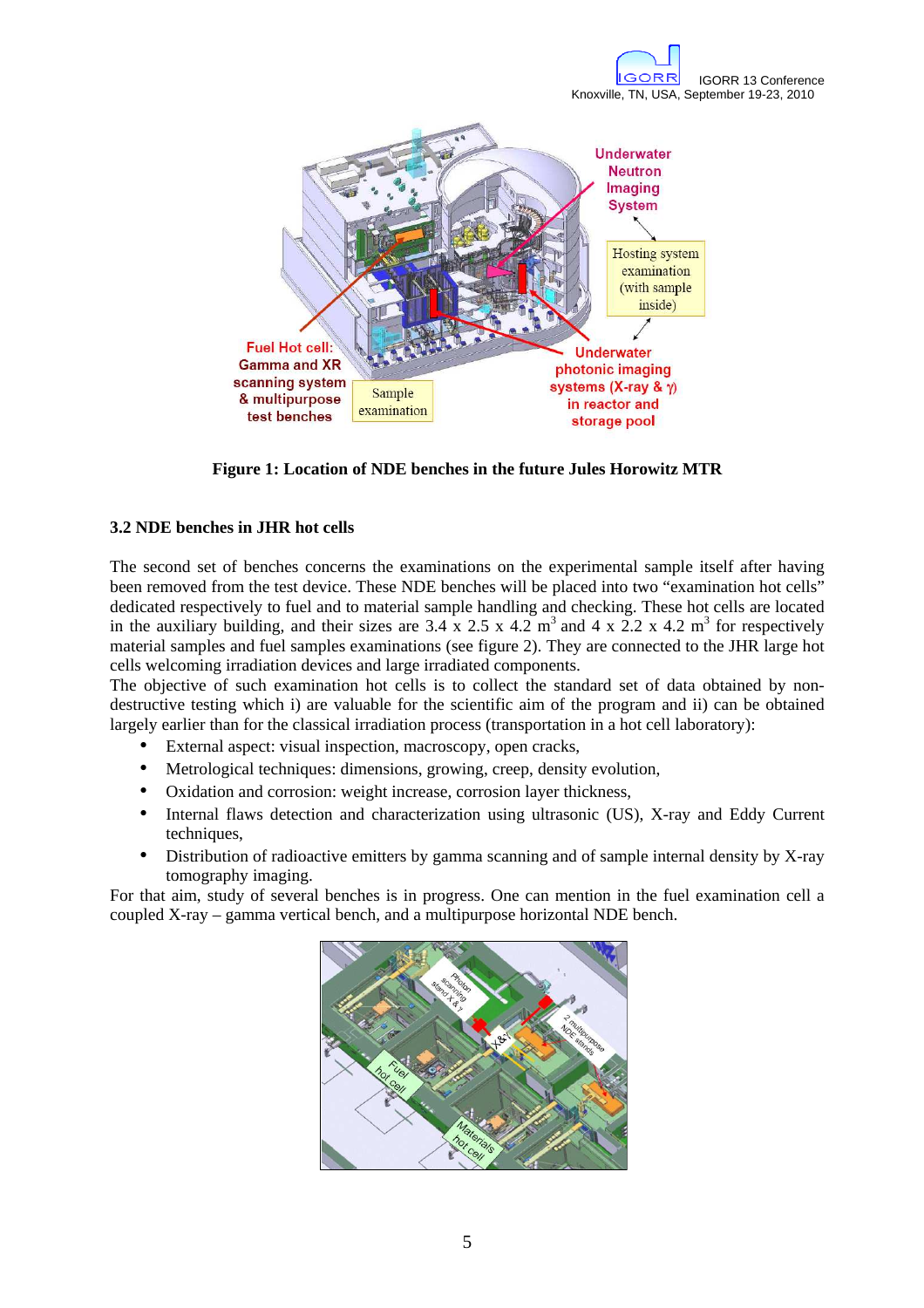Figure 1: Location of NDE benches in the future Jules Horowitz MTR

### 3.2 NDE benches in JHR hot cells

The second set of benches concerns the examinations on the experimental sample itself after having been removed from the test device. These NDE benches will be placed into two "examination hot cells" dedicated respectively to fuel and to material sample handling and checking. These hot cells are located in the auxiliary building, and their sizes are 3.4 x 2.5 x 4.2 $m^3$ and 4 x 2.2 x 4.2 $m^3$ for respectively material samples and fuel samples examinations (see figure 2). They are connected to the JHR large hot cells welcoming irradiation devices and large irradiated components.

The objective of such examination hot cells is to collect the standard set of data obtained by non-destructive testing which i) are valuable for the scientific aim of the program and ii) can be obtained largely earlier than for the classical irradiation process (transportation in a hot cell laboratory):

- External aspect: visual inspection, macroscopy, open cracks,
- Metrological techniques: dimensions, growing, creep, density evolution,
- Oxidation and corrosion: weight increase, corrosion layer thickness,
- Internal flaws detection and characterization using ultrasonic (US), X-ray and Eddy Current techniques,
- Distribution of radioactive emitters by gamma scanning and of sample internal density by X-ray tomography imaging.

For that aim, study of several benches is in progress. One can mention in the fuel examination cell a coupled X-ray – gamma vertical bench, and a multipurpose horizontal NDE bench.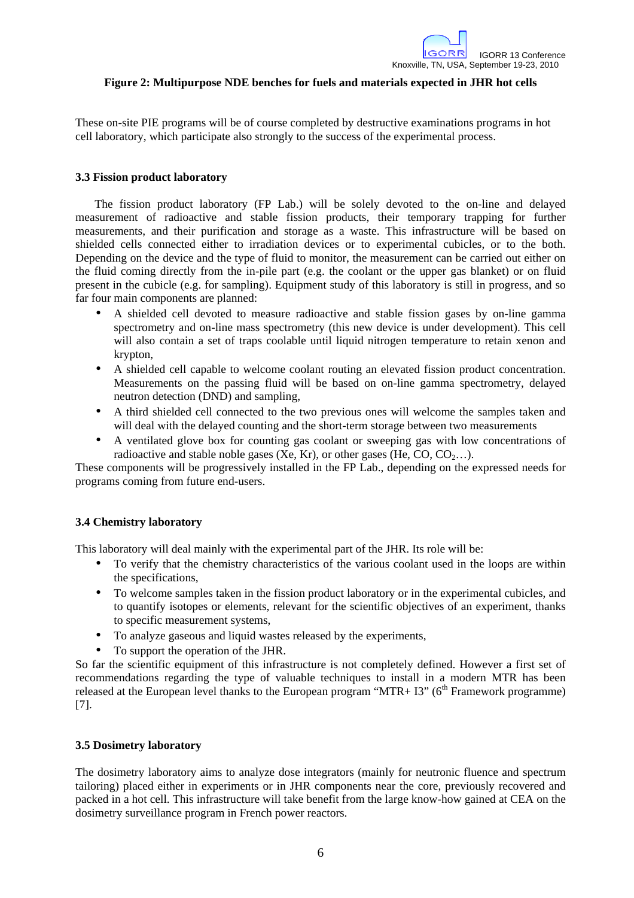**Figure 2: Multipurpose NDE benches for fuels and materials expected in JHR hot cells**

These on-site PIE programs will be of course completed by destructive examinations programs in hot cell laboratory, which participate also strongly to the success of the experimental process.

### 3.3 Fission product laboratory

The fission product laboratory (FP Lab.) will be solely devoted to the on-line and delayed measurement of radioactive and stable fission products, their temporary trapping for further measurements, and their purification and storage as a waste. This infrastructure will be based on shielded cells connected either to irradiation devices or to experimental cubicles, or to the both. Depending on the device and the type of fluid to monitor, the measurement can be carried out either on the fluid coming directly from the in-pile part (e.g. the coolant or the upper gas blanket) or on fluid present in the cubicle (e.g. for sampling). Equipment study of this laboratory is still in progress, and so far four main components are planned:

- A shielded cell devoted to measure radioactive and stable fission gases by on-line gamma spectrometry and on-line mass spectrometry (this new device is under development). This cell will also contain a set of traps coolable until liquid nitrogen temperature to retain xenon and krypton,
- A shielded cell capable to welcome coolant routing an elevated fission product concentration. Measurements on the passing fluid will be based on on-line gamma spectrometry, delayed neutron detection (DND) and sampling,
- A third shielded cell connected to the two previous ones will welcome the samples taken and will deal with the delayed counting and the short-term storage between two measurements
- A ventilated glove box for counting gas coolant or sweeping gas with low concentrations of radioactive and stable noble gases (Xe, Kr), or other gases (He, CO, $CO_2$…).

These components will be progressively installed in the FP Lab., depending on the expressed needs for programs coming from future end-users.

### 3.4 Chemistry laboratory

This laboratory will deal mainly with the experimental part of the JHR. Its role will be:

- To verify that the chemistry characteristics of the various coolant used in the loops are within the specifications,
- To welcome samples taken in the fission product laboratory or in the experimental cubicles, and to quantify isotopes or elements, relevant for the scientific objectives of an experiment, thanks to specific measurement systems,
- To analyze gaseous and liquid wastes released by the experiments,
- To support the operation of the JHR.

So far the scientific equipment of this infrastructure is not completely defined. However a first set of recommendations regarding the type of valuable techniques to install in a modern MTR has been released at the European level thanks to the European program "MTR+ I3" ($6^{th}$ Framework programme) [7].

### 3.5 Dosimetry laboratory

The dosimetry laboratory aims to analyze dose integrators (mainly for neutronic fluence and spectrum tailoring) placed either in experiments or in JHR components near the core, previously recovered and packed in a hot cell. This infrastructure will take benefit from the large know-how gained at CEA on the dosimetry surveillance program in French power reactors.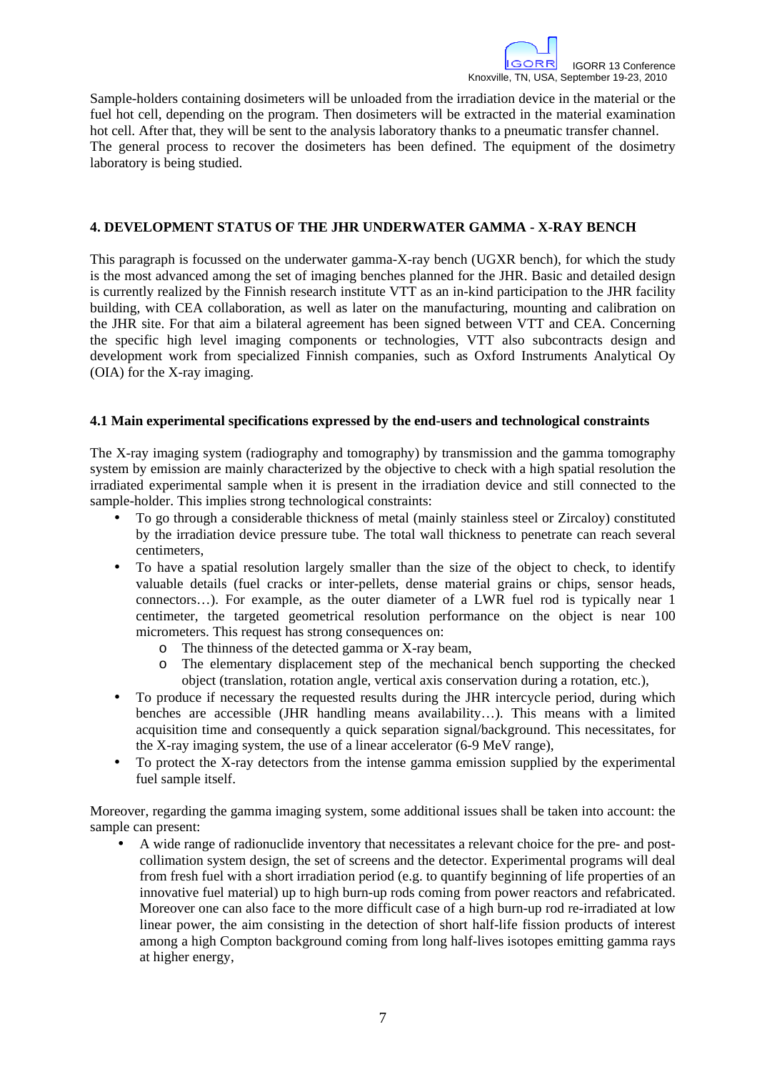Sample-holders containing dosimeters will be unloaded from the irradiation device in the material or the fuel hot cell, depending on the program. Then dosimeters will be extracted in the material examination hot cell. After that, they will be sent to the analysis laboratory thanks to a pneumatic transfer channel. The general process to recover the dosimeters has been defined. The equipment of the dosimetry laboratory is being studied.

## 4. DEVELOPMENT STATUS OF THE JHR UNDERWATER GAMMA - X-RAY BENCH

This paragraph is focussed on the underwater gamma-X-ray bench (UGXR bench), for which the study is the most advanced among the set of imaging benches planned for the JHR. Basic and detailed design is currently realized by the Finnish research institute VTT as an in-kind participation to the JHR facility building, with CEA collaboration, as well as later on the manufacturing, mounting and calibration on the JHR site. For that aim a bilateral agreement has been signed between VTT and CEA. Concerning the specific high level imaging components or technologies, VTT also subcontracts design and development work from specialized Finnish companies, such as Oxford Instruments Analytical Oy (OIA) for the X-ray imaging.

### 4.1 Main experimental specifications expressed by the end-users and technological constraints

The X-ray imaging system (radiography and tomography) by transmission and the gamma tomography system by emission are mainly characterized by the objective to check with a high spatial resolution the irradiated experimental sample when it is present in the irradiation device and still connected to the sample-holder. This implies strong technological constraints:

- To go through a considerable thickness of metal (mainly stainless steel or Zircaloy) constituted by the irradiation device pressure tube. The total wall thickness to penetrate can reach several centimeters,
- To have a spatial resolution largely smaller than the size of the object to check, to identify valuable details (fuel cracks or inter-pellets, dense material grains or chips, sensor heads, connectors…). For example, as the outer diameter of a LWR fuel rod is typically near 1 centimeter, the targeted geometrical resolution performance on the object is near 100 micrometers. This request has strong consequences on:
  - The thinness of the detected gamma or X-ray beam,
  - The elementary displacement step of the mechanical bench supporting the checked object (translation, rotation angle, vertical axis conservation during a rotation, etc.),
- To produce if necessary the requested results during the JHR intercycle period, during which benches are accessible (JHR handling means availability…). This means with a limited acquisition time and consequently a quick separation signal/background. This necessitates, for the X-ray imaging system, the use of a linear accelerator (6-9 MeV range),
- To protect the X-ray detectors from the intense gamma emission supplied by the experimental fuel sample itself.

Moreover, regarding the gamma imaging system, some additional issues shall be taken into account: the sample can present:

- A wide range of radionuclide inventory that necessitates a relevant choice for the pre- and post-collimation system design, the set of screens and the detector. Experimental programs will deal from fresh fuel with a short irradiation period (e.g. to quantify beginning of life properties of an innovative fuel material) up to high burn-up rods coming from power reactors and refabricated. Moreover one can also face to the more difficult case of a high burn-up rod re-irradiated at low linear power, the aim consisting in the detection of short half-life fission products of interest among a high Compton background coming from long half-lives isotopes emitting gamma rays at higher energy,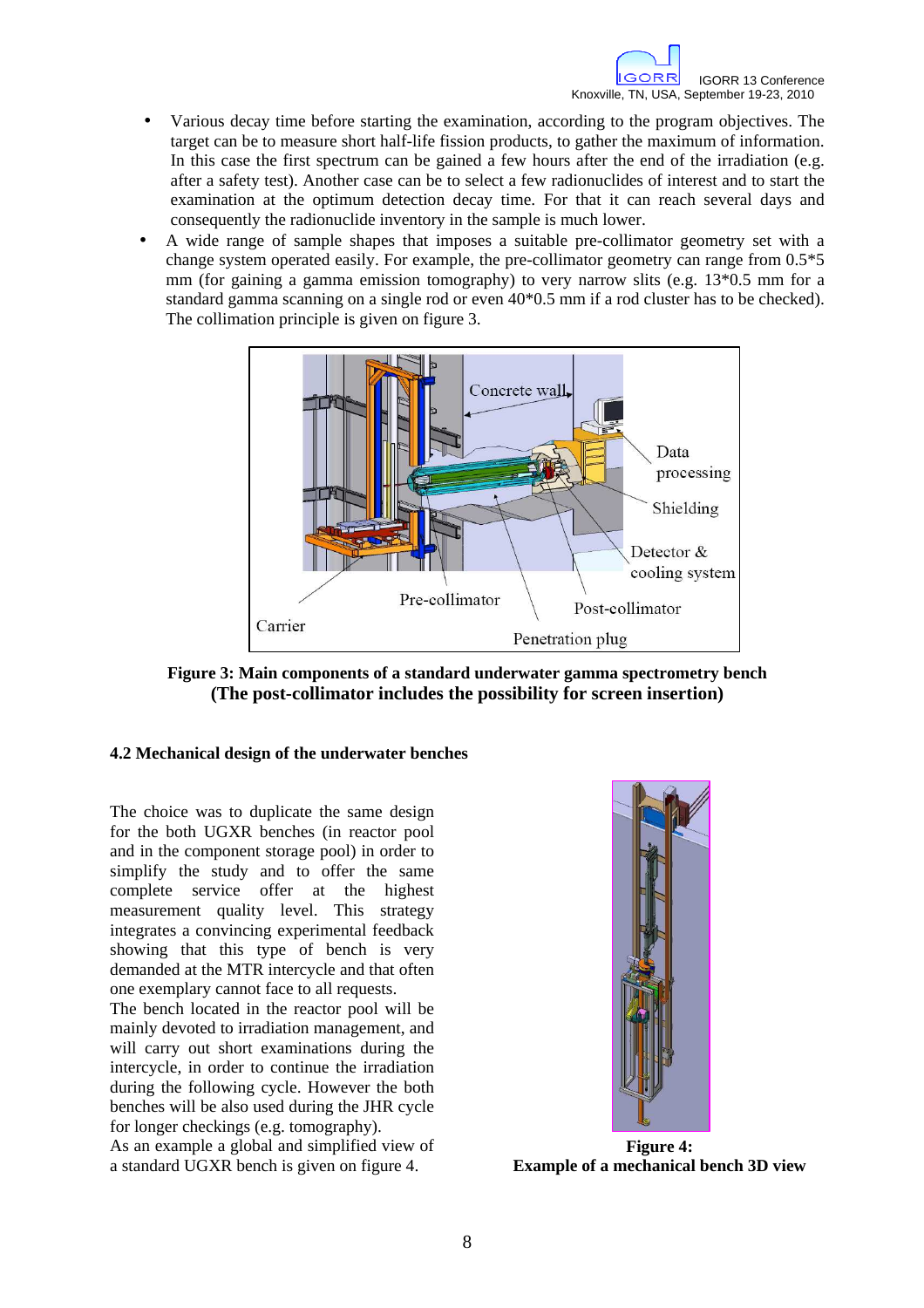- Various decay time before starting the examination, according to the program objectives. The target can be to measure short half-life fission products, to gather the maximum of information. In this case the first spectrum can be gained a few hours after the end of the irradiation (e.g. after a safety test). Another case can be to select a few radionuclides of interest and to start the examination at the optimum detection decay time. For that it can reach several days and consequently the radionuclide inventory in the sample is much lower.
- A wide range of sample shapes that imposes a suitable pre-collimator geometry set with a change system operated easily. For example, the pre-collimator geometry can range from 0.5*5 mm (for gaining a gamma emission tomography) to very narrow slits (e.g. 13*0.5 mm for a standard gamma scanning on a single rod or even 40*0.5 mm if a rod cluster has to be checked). The collimation principle is given on figure 3.

**Figure 3: Main components of a standard underwater gamma spectrometry bench (The post-collimator includes the possibility for screen insertion)**

### 4.2 Mechanical design of the underwater benches

The choice was to duplicate the same design for the both UGXR benches (in reactor pool and in the component storage pool) in order to simplify the study and to offer the same complete service offer at the highest measurement quality level. This strategy integrates a convincing experimental feedback showing that this type of bench is very demanded at the MTR intercycle and that often one exemplary cannot face to all requests.

The bench located in the reactor pool will be mainly devoted to irradiation management, and will carry out short examinations during the intercycle, in order to continue the irradiation during the following cycle. However the both benches will be also used during the JHR cycle for longer checkings (e.g. tomography).

As an example a global and simplified view of a standard UGXR bench is given on figure 4.

**Figure 4: Example of a mechanical bench 3D view**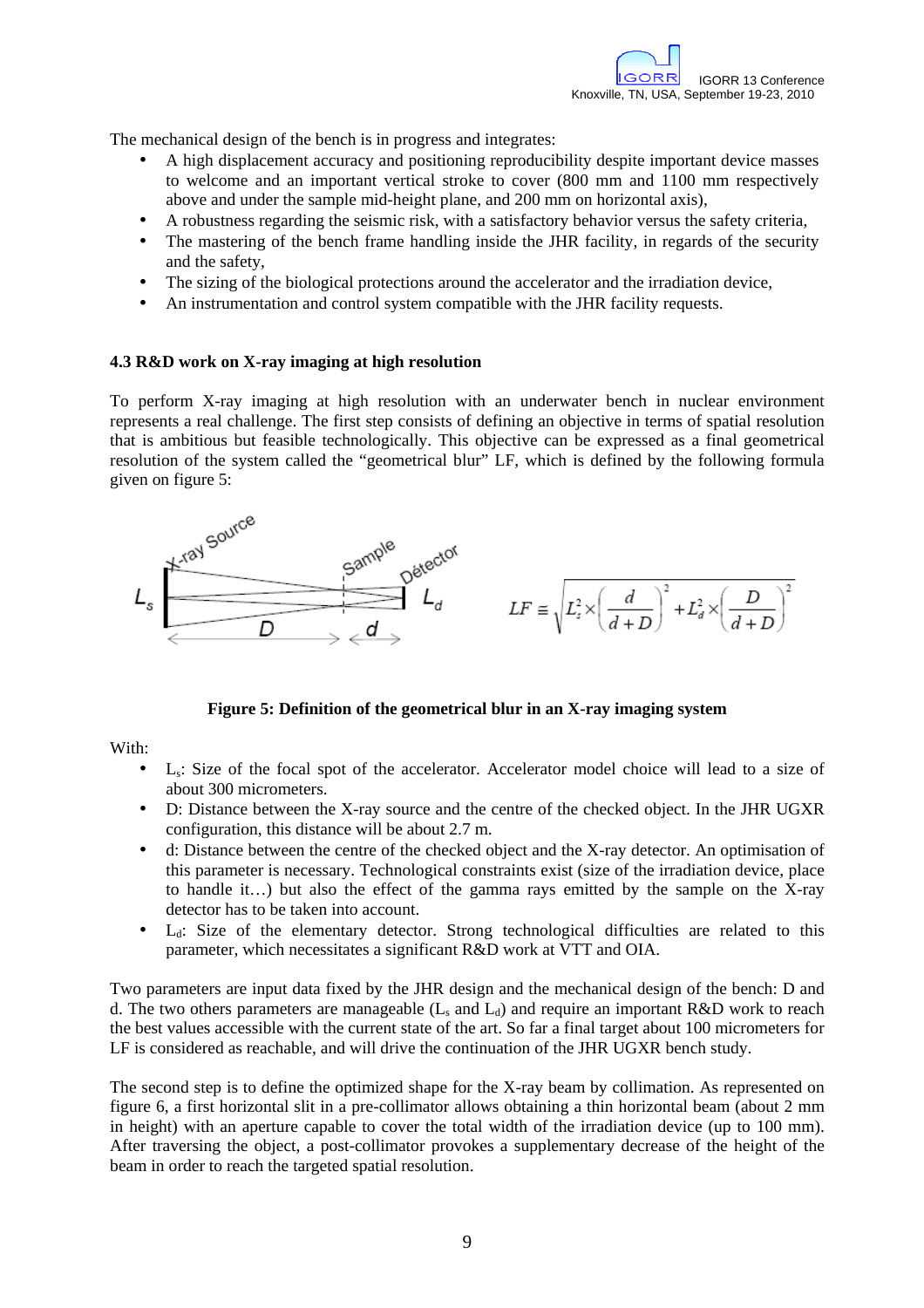The mechanical design of the bench is in progress and integrates:

- A high displacement accuracy and positioning reproducibility despite important device masses to welcome and an important vertical stroke to cover (800 mm and 1100 mm respectively above and under the sample mid-height plane, and 200 mm on horizontal axis),
- A robustness regarding the seismic risk, with a satisfactory behavior versus the safety criteria,
- The mastering of the bench frame handling inside the JHR facility, in regards of the security and the safety,
- The sizing of the biological protections around the accelerator and the irradiation device,
- An instrumentation and control system compatible with the JHR facility requests.

### 4.3 R&D work on X-ray imaging at high resolution

To perform X-ray imaging at high resolution with an underwater bench in nuclear environment represents a real challenge. The first step consists of defining an objective in terms of spatial resolution that is ambitious but feasible technologically. This objective can be expressed as a final geometrical resolution of the system called the "geometrical blur" LF, which is defined by the following formula given on figure 5:

$$LF \equiv \sqrt{L_s^2 \times \left(\frac{d}{d+D}\right)^2 + L_d^2 \times \left(\frac{D}{d+D}\right)^2}$$

**Figure 5: Definition of the geometrical blur in an X-ray imaging system**

With:

- $L_s$: Size of the focal spot of the accelerator. Accelerator model choice will lead to a size of about 300 micrometers.
- D: Distance between the X-ray source and the centre of the checked object. In the JHR UGXR configuration, this distance will be about 2.7 m.
- d: Distance between the centre of the checked object and the X-ray detector. An optimisation of this parameter is necessary. Technological constraints exist (size of the irradiation device, place to handle it…) but also the effect of the gamma rays emitted by the sample on the X-ray detector has to be taken into account.
- $L_d$: Size of the elementary detector. Strong technological difficulties are related to this parameter, which necessitates a significant R&D work at VTT and OIA.

Two parameters are input data fixed by the JHR design and the mechanical design of the bench: D and d. The two others parameters are manageable ($L_s$ and $L_d$) and require an important R&D work to reach the best values accessible with the current state of the art. So far a final target about 100 micrometers for LF is considered as reachable, and will drive the continuation of the JHR UGXR bench study.

The second step is to define the optimized shape for the X-ray beam by collimation. As represented on figure 6, a first horizontal slit in a pre-collimator allows obtaining a thin horizontal beam (about 2 mm in height) with an aperture capable to cover the total width of the irradiation device (up to 100 mm). After traversing the object, a post-collimator provokes a supplementary decrease of the height of the beam in order to reach the targeted spatial resolution.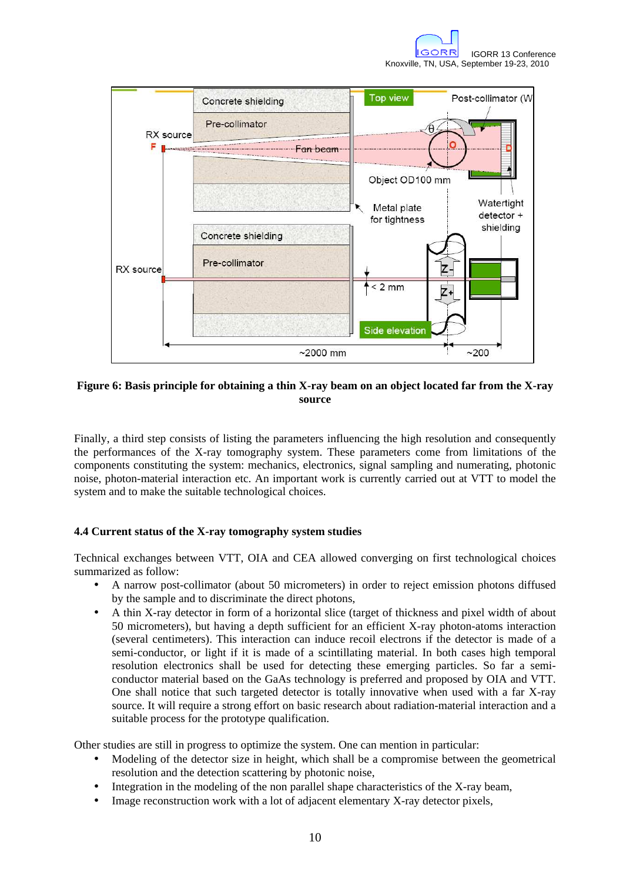**Figure 6: Basis principle for obtaining a thin X-ray beam on an object located far from the X-ray source**

Finally, a third step consists of listing the parameters influencing the high resolution and consequently the performances of the X-ray tomography system. These parameters come from limitations of the components constituting the system: mechanics, electronics, signal sampling and numerating, photonic noise, photon-material interaction etc. An important work is currently carried out at VTT to model the system and to make the suitable technological choices.

### 4.4 Current status of the X-ray tomography system studies

Technical exchanges between VTT, OIA and CEA allowed converging on first technological choices summarized as follow:

- A narrow post-collimator (about 50 micrometers) in order to reject emission photons diffused by the sample and to discriminate the direct photons,
- A thin X-ray detector in form of a horizontal slice (target of thickness and pixel width of about 50 micrometers), but having a depth sufficient for an efficient X-ray photon-atoms interaction (several centimeters). This interaction can induce recoil electrons if the detector is made of a semi-conductor, or light if it is made of a scintillating material. In both cases high temporal resolution electronics shall be used for detecting these emerging particles. So far a semi-conductor material based on the GaAs technology is preferred and proposed by OIA and VTT. One shall notice that such targeted detector is totally innovative when used with a far X-ray source. It will require a strong effort on basic research about radiation-material interaction and a suitable process for the prototype qualification.

Other studies are still in progress to optimize the system. One can mention in particular:

- Modeling of the detector size in height, which shall be a compromise between the geometrical resolution and the detection scattering by photonic noise,
- Integration in the modeling of the non parallel shape characteristics of the X-ray beam,
- Image reconstruction work with a lot of adjacent elementary X-ray detector pixels,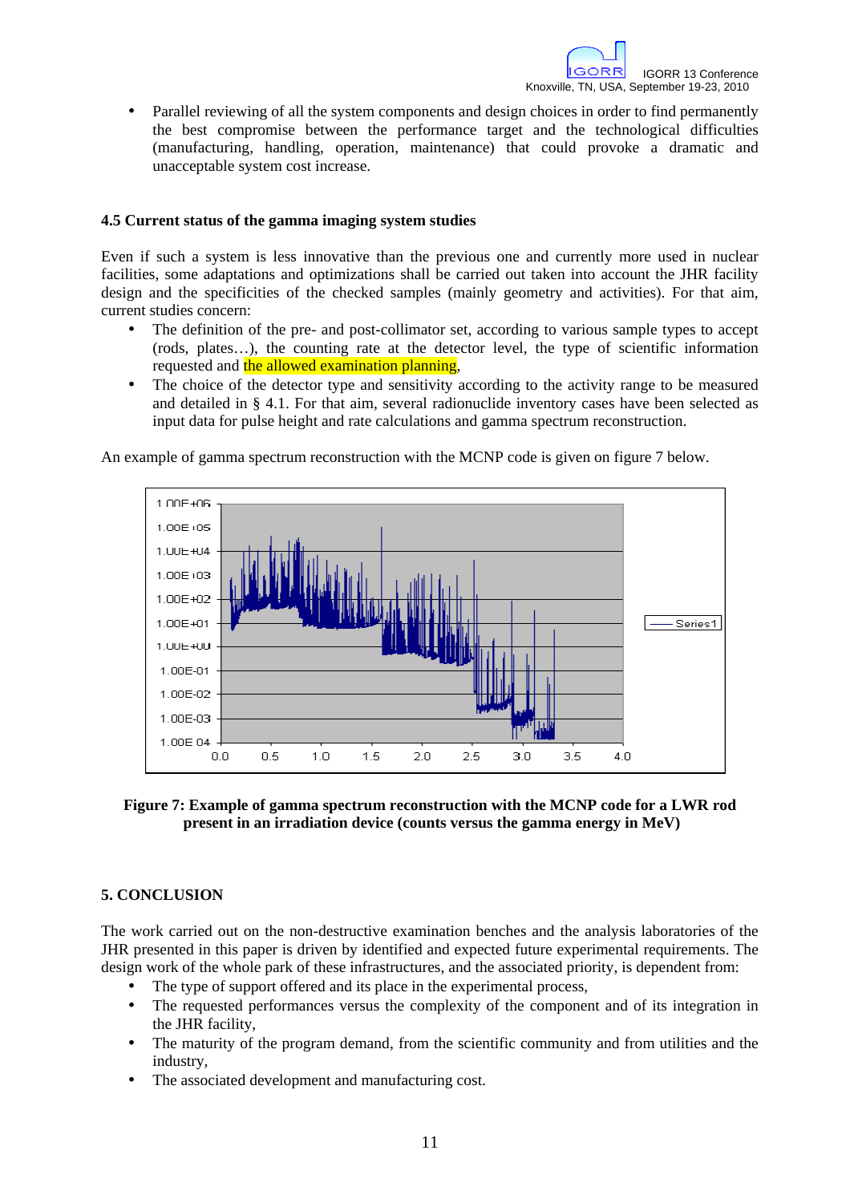- Parallel reviewing of all the system components and design choices in order to find permanently the best compromise between the performance target and the technological difficulties (manufacturing, handling, operation, maintenance) that could provoke a dramatic and unacceptable system cost increase.

### 4.5 Current status of the gamma imaging system studies

Even if such a system is less innovative than the previous one and currently more used in nuclear facilities, some adaptations and optimizations shall be carried out taken into account the JHR facility design and the specificities of the checked samples (mainly geometry and activities). For that aim, current studies concern:

- The definition of the pre- and post-collimator set, according to various sample types to accept (rods, plates…), the counting rate at the detector level, the type of scientific information requested and the allowed examination planning,
- The choice of the detector type and sensitivity according to the activity range to be measured and detailed in § 4.1. For that aim, several radionuclide inventory cases have been selected as input data for pulse height and rate calculations and gamma spectrum reconstruction.

An example of gamma spectrum reconstruction with the MCNP code is given on figure 7 below.

**Figure 7: Example of gamma spectrum reconstruction with the MCNP code for a LWR rod present in an irradiation device (counts versus the gamma energy in MeV)**

## 5. CONCLUSION

The work carried out on the non-destructive examination benches and the analysis laboratories of the JHR presented in this paper is driven by identified and expected future experimental requirements. The design work of the whole park of these infrastructures, and the associated priority, is dependent from:

- The type of support offered and its place in the experimental process,
- The requested performances versus the complexity of the component and of its integration in the JHR facility,
- The maturity of the program demand, from the scientific community and from utilities and the industry,
- The associated development and manufacturing cost.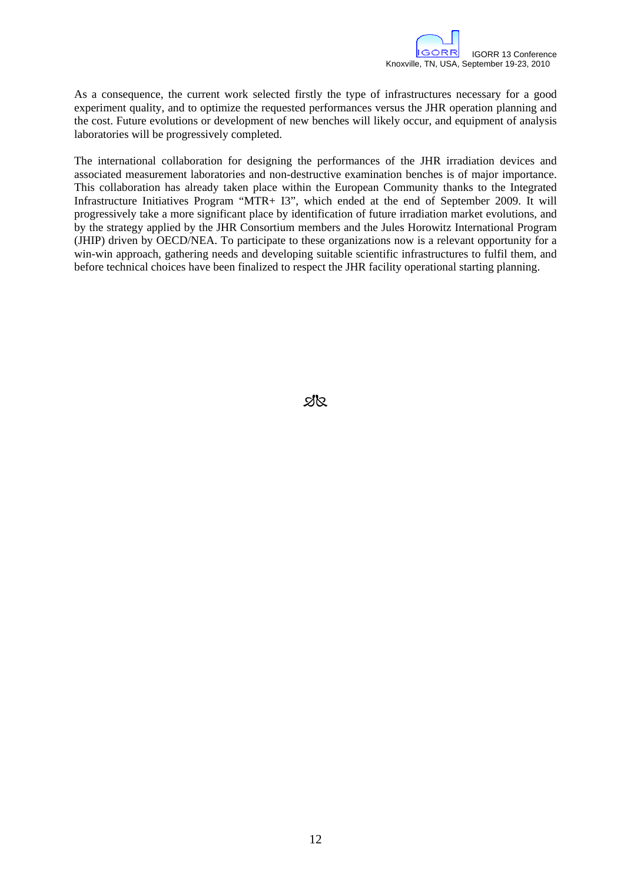As a consequence, the current work selected firstly the type of infrastructures necessary for a good experiment quality, and to optimize the requested performances versus the JHR operation planning and the cost. Future evolutions or development of new benches will likely occur, and equipment of analysis laboratories will be progressively completed.

The international collaboration for designing the performances of the JHR irradiation devices and associated measurement laboratories and non-destructive examination benches is of major importance. This collaboration has already taken place within the European Community thanks to the Integrated Infrastructure Initiatives Program "MTR+ I3", which ended at the end of September 2009. It will progressively take a more significant place by identification of future irradiation market evolutions, and by the strategy applied by the JHR Consortium members and the Jules Horowitz International Program (JHIP) driven by OECD/NEA. To participate to these organizations now is a relevant opportunity for a win-win approach, gathering needs and developing suitable scientific infrastructures to fulfil them, and before technical choices have been finalized to respect the JHR facility operational starting planning.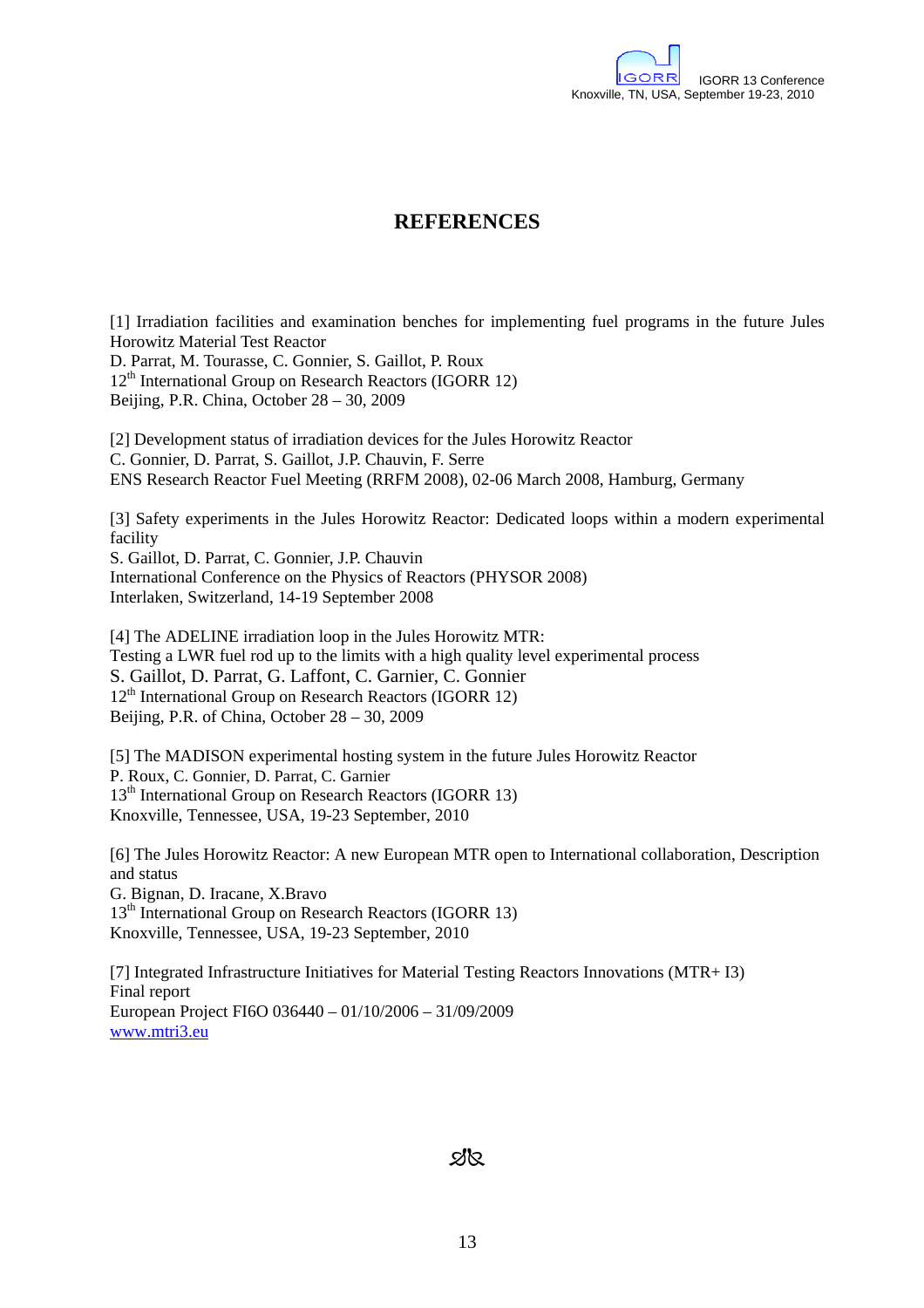# REFERENCES

[1] Irradiation facilities and examination benches for implementing fuel programs in the future Jules Horowitz Material Test Reactor
D. Parrat, M. Tourasse, C. Gonnier, S. Gaillot, P. Roux
12th International Group on Research Reactors (IGORR 12)
Beijing, P.R. China, October 28 – 30, 2009

[2] Development status of irradiation devices for the Jules Horowitz Reactor
C. Gonnier, D. Parrat, S. Gaillot, J.P. Chauvin, F. Serre
ENS Research Reactor Fuel Meeting (RRFM 2008), 02-06 March 2008, Hamburg, Germany

[3] Safety experiments in the Jules Horowitz Reactor: Dedicated loops within a modern experimental facility
S. Gaillot, D. Parrat, C. Gonnier, J.P. Chauvin
International Conference on the Physics of Reactors (PHYSOR 2008)
Interlaken, Switzerland, 14-19 September 2008

[4] The ADELINE irradiation loop in the Jules Horowitz MTR:
Testing a LWR fuel rod up to the limits with a high quality level experimental process
S. Gaillot, D. Parrat, G. Laffont, C. Garnier, C. Gonnier
12th International Group on Research Reactors (IGORR 12)
Beijing, P.R. of China, October 28 – 30, 2009

[5] The MADISON experimental hosting system in the future Jules Horowitz Reactor
P. Roux, C. Gonnier, D. Parrat, C. Garnier
13th International Group on Research Reactors (IGORR 13)
Knoxville, Tennessee, USA, 19-23 September, 2010

[6] The Jules Horowitz Reactor: A new European MTR open to International collaboration, Description and status
G. Bignan, D. Iracane, X.Bravo
13th International Group on Research Reactors (IGORR 13)
Knoxville, Tennessee, USA, 19-23 September, 2010

[7] Integrated Infrastructure Initiatives for Material Testing Reactors Innovations (MTR+ I3)
Final report
European Project FI6O 036440 – 01/10/2006 – 31/09/2009
www.mtri3.eu